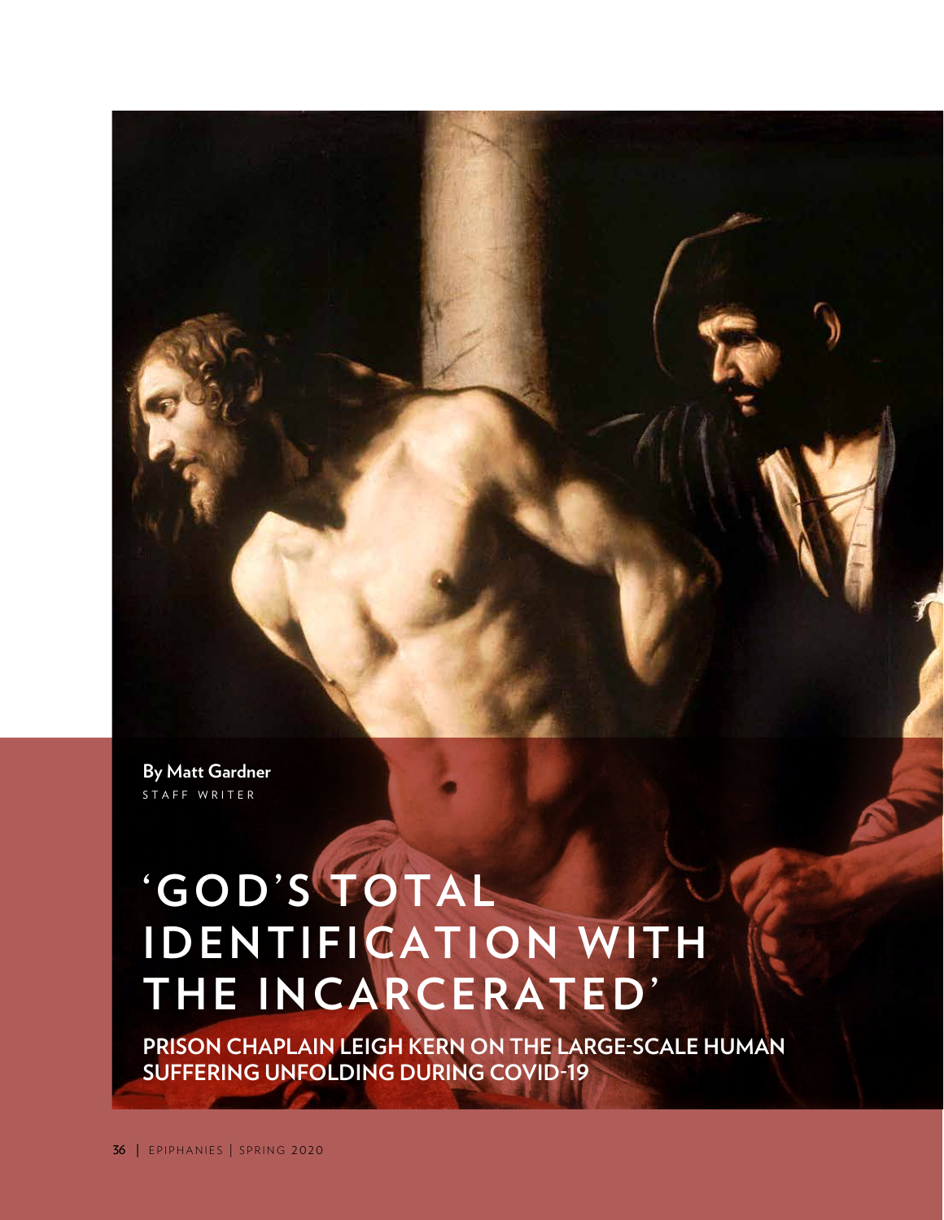**By Matt Gardner**
STAFF WRITER

# 'GOD'S TOTAL IDENTIFICATION WITH THE INCARCERATED'

**PRISON CHAPLAIN LEIGH KERN ON THE LARGE-SCALE HUMAN SUFFERING UNFOLDING DURING COVID-19**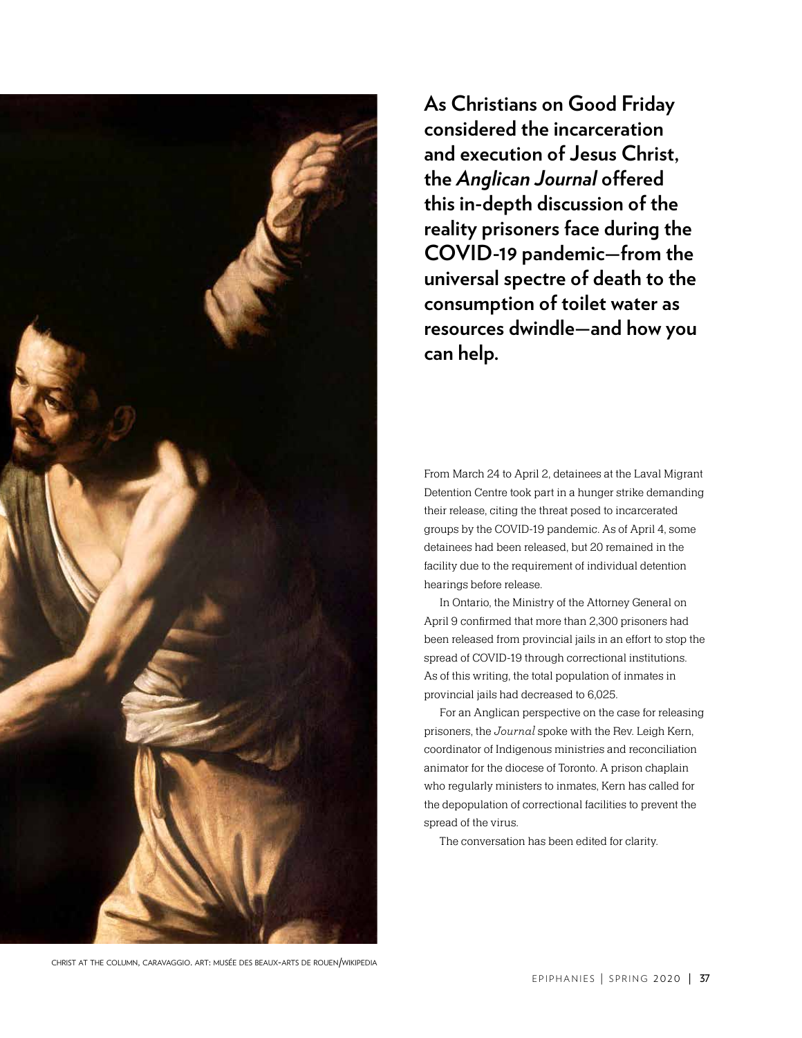**As Christians on Good Friday considered the incarceration and execution of Jesus Christ, the *Anglican Journal* offered this in-depth discussion of the reality prisoners face during the COVID-19 pandemic—from the universal spectre of death to the consumption of toilet water as resources dwindle—and how you can help.**

From March 24 to April 2, detainees at the Laval Migrant Detention Centre took part in a hunger strike demanding their release, citing the threat posed to incarcerated groups by the COVID-19 pandemic. As of April 4, some detainees had been released, but 20 remained in the facility due to the requirement of individual detention hearings before release.

In Ontario, the Ministry of the Attorney General on April 9 confirmed that more than 2,300 prisoners had been released from provincial jails in an effort to stop the spread of COVID-19 through correctional institutions. As of this writing, the total population of inmates in provincial jails had decreased to 6,025.

For an Anglican perspective on the case for releasing prisoners, the *Journal* spoke with the Rev. Leigh Kern, coordinator of Indigenous ministries and reconciliation animator for the diocese of Toronto. A prison chaplain who regularly ministers to inmates, Kern has called for the depopulation of correctional facilities to prevent the spread of the virus.

The conversation has been edited for clarity.

CHRIST AT THE COLUMN, CARAVAGGIO. ART: MUSÉE DES BEAUX-ARTS DE ROUEN/WIKIPEDIA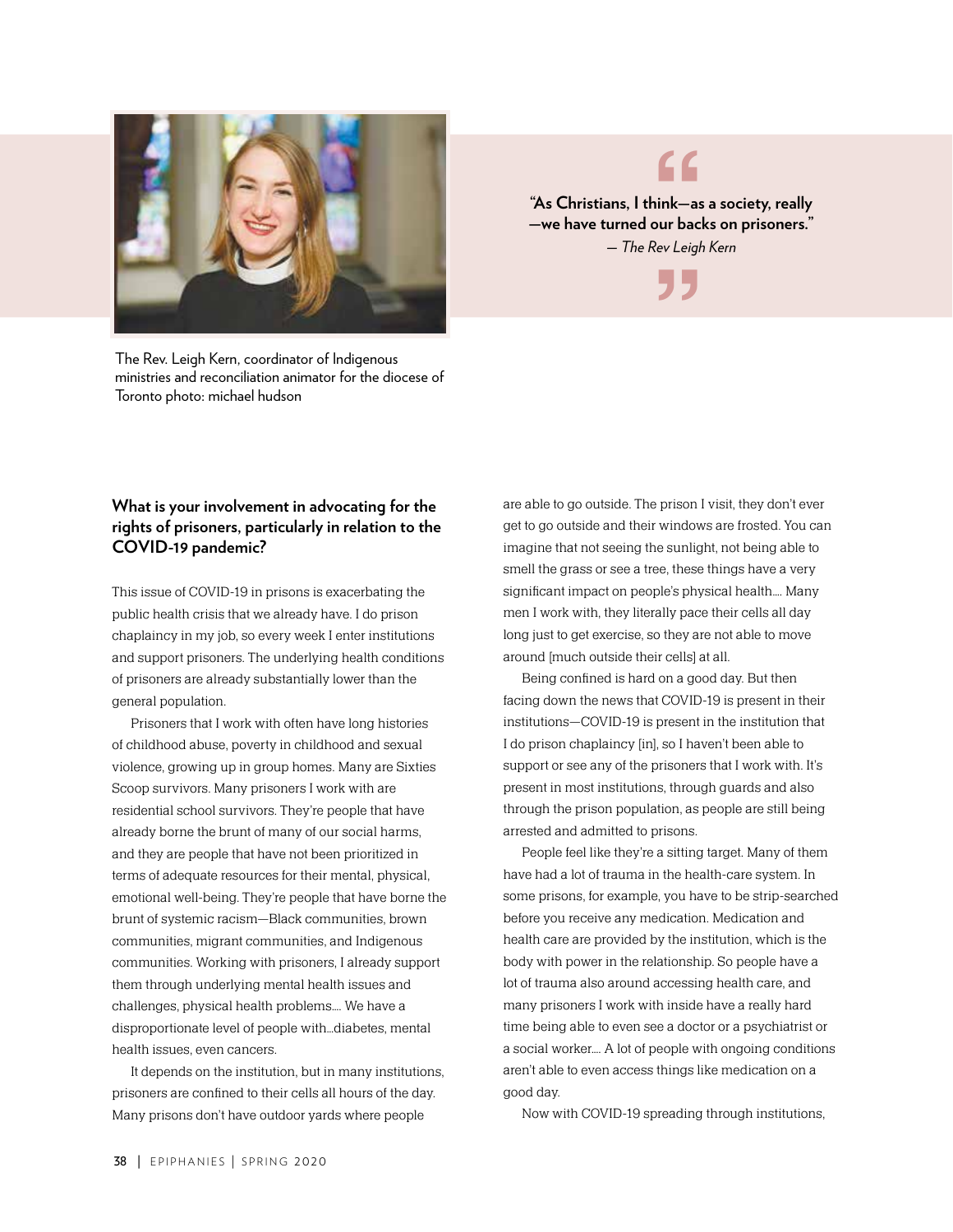The Rev. Leigh Kern, coordinator of Indigenous ministries and reconciliation animator for the diocese of Toronto photo: michael hudson

> **"As Christians, I think—as a society, really —we have turned our backs on prisoners."**
> — *The Rev Leigh Kern*

### What is your involvement in advocating for the rights of prisoners, particularly in relation to the COVID-19 pandemic?

This issue of COVID-19 in prisons is exacerbating the public health crisis that we already have. I do prison chaplaincy in my job, so every week I enter institutions and support prisoners. The underlying health conditions of prisoners are already substantially lower than the general population.

Prisoners that I work with often have long histories of childhood abuse, poverty in childhood and sexual violence, growing up in group homes. Many are Sixties Scoop survivors. Many prisoners I work with are residential school survivors. They're people that have already borne the brunt of many of our social harms, and they are people that have not been prioritized in terms of adequate resources for their mental, physical, emotional well-being. They're people that have borne the brunt of systemic racism—Black communities, brown communities, migrant communities, and Indigenous communities. Working with prisoners, I already support them through underlying mental health issues and challenges, physical health problems.... We have a disproportionate level of people with...diabetes, mental health issues, even cancers.

It depends on the institution, but in many institutions, prisoners are confined to their cells all hours of the day. Many prisons don't have outdoor yards where people are able to go outside. The prison I visit, they don't ever get to go outside and their windows are frosted. You can imagine that not seeing the sunlight, not being able to smell the grass or see a tree, these things have a very significant impact on people's physical health.... Many men I work with, they literally pace their cells all day long just to get exercise, so they are not able to move around [much outside their cells] at all.

Being confined is hard on a good day. But then facing down the news that COVID-19 is present in their institutions—COVID-19 is present in the institution that I do prison chaplaincy [in], so I haven't been able to support or see any of the prisoners that I work with. It's present in most institutions, through guards and also through the prison population, as people are still being arrested and admitted to prisons.

People feel like they're a sitting target. Many of them have had a lot of trauma in the health-care system. In some prisons, for example, you have to be strip-searched before you receive any medication. Medication and health care are provided by the institution, which is the body with power in the relationship. So people have a lot of trauma also around accessing health care, and many prisoners I work with inside have a really hard time being able to even see a doctor or a psychiatrist or a social worker.... A lot of people with ongoing conditions aren't able to even access things like medication on a good day.

Now with COVID-19 spreading through institutions,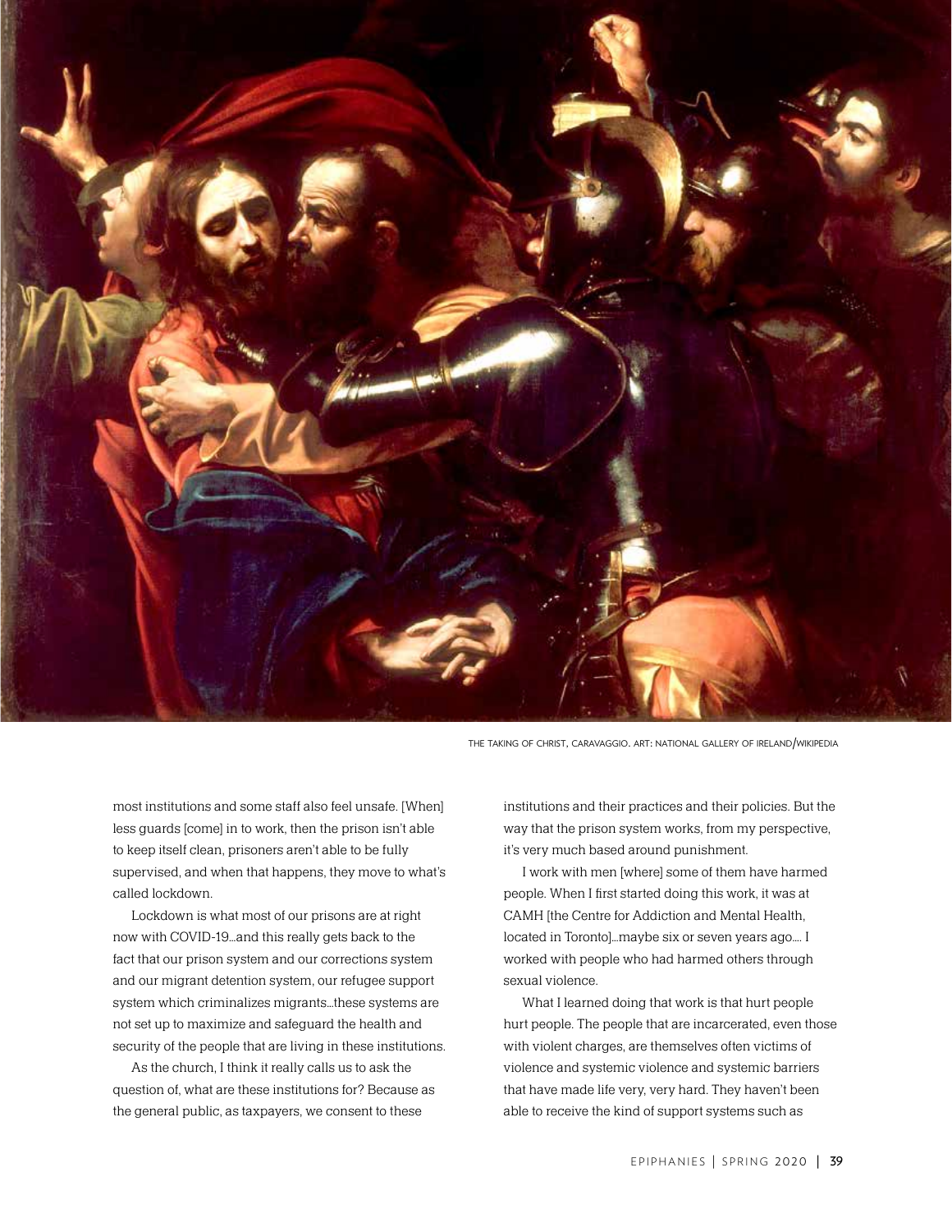THE TAKING OF CHRIST, CARAVAGGIO. ART: NATIONAL GALLERY OF IRELAND/WIKIPEDIA

most institutions and some staff also feel unsafe. [When] less guards [come] in to work, then the prison isn't able to keep itself clean, prisoners aren't able to be fully supervised, and when that happens, they move to what's called lockdown.

Lockdown is what most of our prisons are at right now with COVID-19...and this really gets back to the fact that our prison system and our corrections system and our migrant detention system, our refugee support system which criminalizes migrants...these systems are not set up to maximize and safeguard the health and security of the people that are living in these institutions.

As the church, I think it really calls us to ask the question of, what are these institutions for? Because as the general public, as taxpayers, we consent to these institutions and their practices and their policies. But the way that the prison system works, from my perspective, it's very much based around punishment.

I work with men [where] some of them have harmed people. When I first started doing this work, it was at CAMH [the Centre for Addiction and Mental Health, located in Toronto]...maybe six or seven years ago.... I worked with people who had harmed others through sexual violence.

What I learned doing that work is that hurt people hurt people. The people that are incarcerated, even those with violent charges, are themselves often victims of violence and systemic violence and systemic barriers that have made life very, very hard. They haven't been able to receive the kind of support systems such as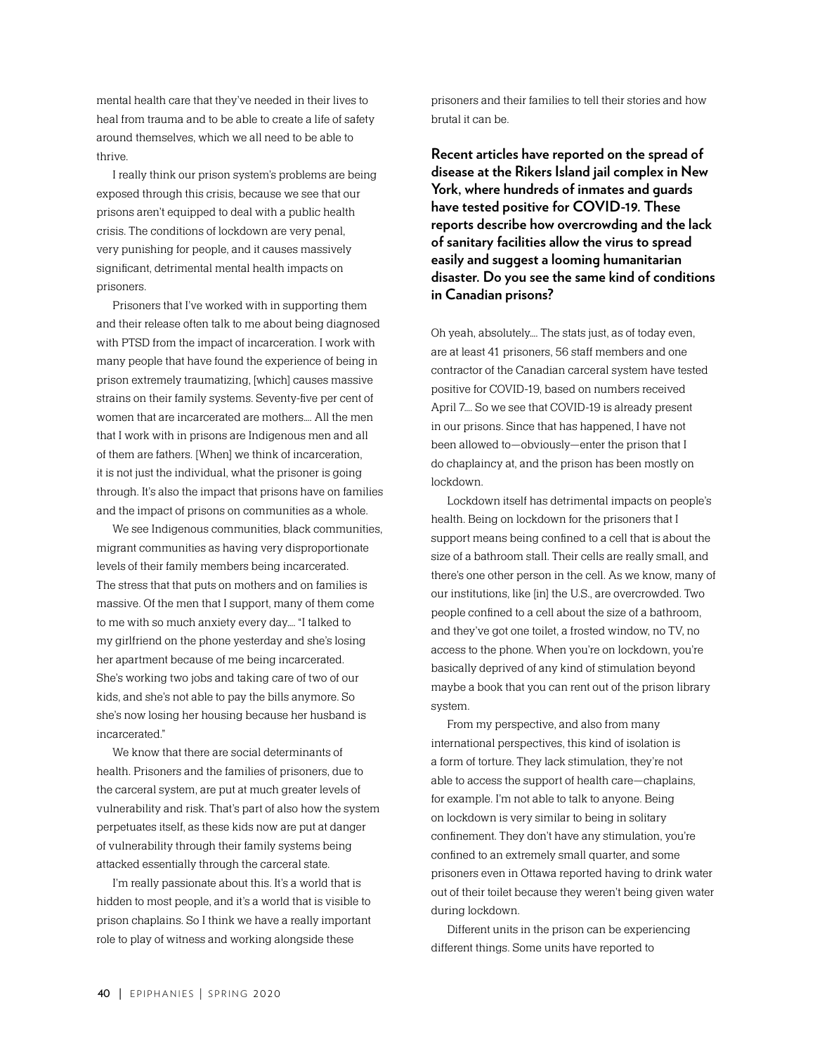mental health care that they've needed in their lives to heal from trauma and to be able to create a life of safety around themselves, which we all need to be able to thrive.

I really think our prison system's problems are being exposed through this crisis, because we see that our prisons aren't equipped to deal with a public health crisis. The conditions of lockdown are very penal, very punishing for people, and it causes massively significant, detrimental mental health impacts on prisoners.

Prisoners that I've worked with in supporting them and their release often talk to me about being diagnosed with PTSD from the impact of incarceration. I work with many people that have found the experience of being in prison extremely traumatizing, [which] causes massive strains on their family systems. Seventy-five per cent of women that are incarcerated are mothers.... All the men that I work with in prisons are Indigenous men and all of them are fathers. [When] we think of incarceration, it is not just the individual, what the prisoner is going through. It's also the impact that prisons have on families and the impact of prisons on communities as a whole.

We see Indigenous communities, black communities, migrant communities as having very disproportionate levels of their family members being incarcerated. The stress that that puts on mothers and on families is massive. Of the men that I support, many of them come to me with so much anxiety every day.... "I talked to my girlfriend on the phone yesterday and she's losing her apartment because of me being incarcerated. She's working two jobs and taking care of two of our kids, and she's not able to pay the bills anymore. So she's now losing her housing because her husband is incarcerated."

We know that there are social determinants of health. Prisoners and the families of prisoners, due to the carceral system, are put at much greater levels of vulnerability and risk. That's part of also how the system perpetuates itself, as these kids now are put at danger of vulnerability through their family systems being attacked essentially through the carceral state.

I'm really passionate about this. It's a world that is hidden to most people, and it's a world that is visible to prison chaplains. So I think we have a really important role to play of witness and working alongside these prisoners and their families to tell their stories and how brutal it can be.

**Recent articles have reported on the spread of disease at the Rikers Island jail complex in New York, where hundreds of inmates and guards have tested positive for COVID-19. These reports describe how overcrowding and the lack of sanitary facilities allow the virus to spread easily and suggest a looming humanitarian disaster. Do you see the same kind of conditions in Canadian prisons?**

Oh yeah, absolutely.... The stats just, as of today even, are at least 41 prisoners, 56 staff members and one contractor of the Canadian carceral system have tested positive for COVID-19, based on numbers received April 7.... So we see that COVID-19 is already present in our prisons. Since that has happened, I have not been allowed to—obviously—enter the prison that I do chaplaincy at, and the prison has been mostly on lockdown.

Lockdown itself has detrimental impacts on people's health. Being on lockdown for the prisoners that I support means being confined to a cell that is about the size of a bathroom stall. Their cells are really small, and there's one other person in the cell. As we know, many of our institutions, like [in] the U.S., are overcrowded. Two people confined to a cell about the size of a bathroom, and they've got one toilet, a frosted window, no TV, no access to the phone. When you're on lockdown, you're basically deprived of any kind of stimulation beyond maybe a book that you can rent out of the prison library system.

From my perspective, and also from many international perspectives, this kind of isolation is a form of torture. They lack stimulation, they're not able to access the support of health care—chaplains, for example. I'm not able to talk to anyone. Being on lockdown is very similar to being in solitary confinement. They don't have any stimulation, you're confined to an extremely small quarter, and some prisoners even in Ottawa reported having to drink water out of their toilet because they weren't being given water during lockdown.

Different units in the prison can be experiencing different things. Some units have reported to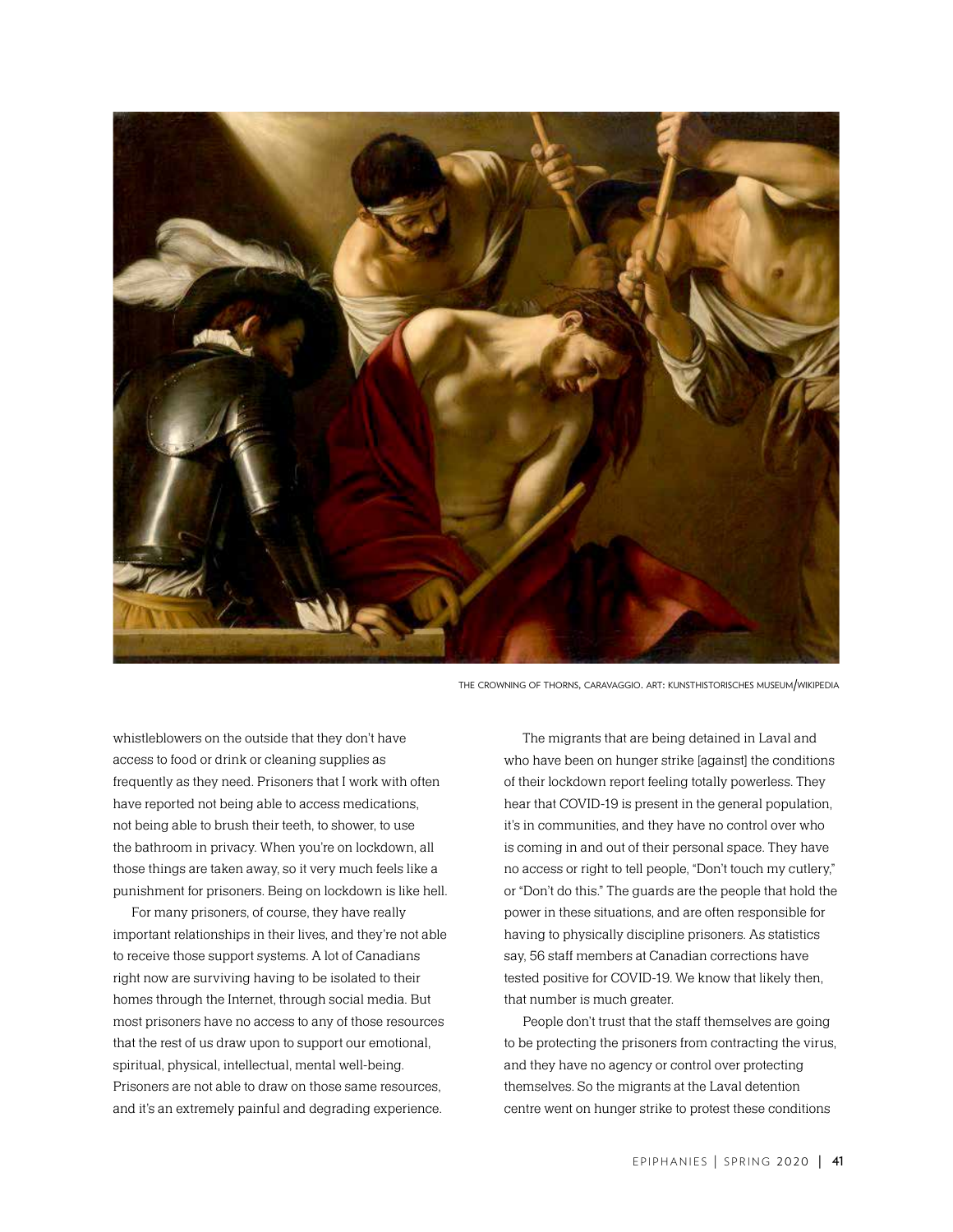THE CROWNING OF THORNS, CARAVAGGIO. ART: KUNSTHISTORISCHES MUSEUM/WIKIPEDIA

whistleblowers on the outside that they don't have access to food or drink or cleaning supplies as frequently as they need. Prisoners that I work with often have reported not being able to access medications, not being able to brush their teeth, to shower, to use the bathroom in privacy. When you're on lockdown, all those things are taken away, so it very much feels like a punishment for prisoners. Being on lockdown is like hell.

For many prisoners, of course, they have really important relationships in their lives, and they're not able to receive those support systems. A lot of Canadians right now are surviving having to be isolated to their homes through the Internet, through social media. But most prisoners have no access to any of those resources that the rest of us draw upon to support our emotional, spiritual, physical, intellectual, mental well-being. Prisoners are not able to draw on those same resources, and it's an extremely painful and degrading experience.

The migrants that are being detained in Laval and who have been on hunger strike [against] the conditions of their lockdown report feeling totally powerless. They hear that COVID-19 is present in the general population, it's in communities, and they have no control over who is coming in and out of their personal space. They have no access or right to tell people, "Don't touch my cutlery," or "Don't do this." The guards are the people that hold the power in these situations, and are often responsible for having to physically discipline prisoners. As statistics say, 56 staff members at Canadian corrections have tested positive for COVID-19. We know that likely then, that number is much greater.

People don't trust that the staff themselves are going to be protecting the prisoners from contracting the virus, and they have no agency or control over protecting themselves. So the migrants at the Laval detention centre went on hunger strike to protest these conditions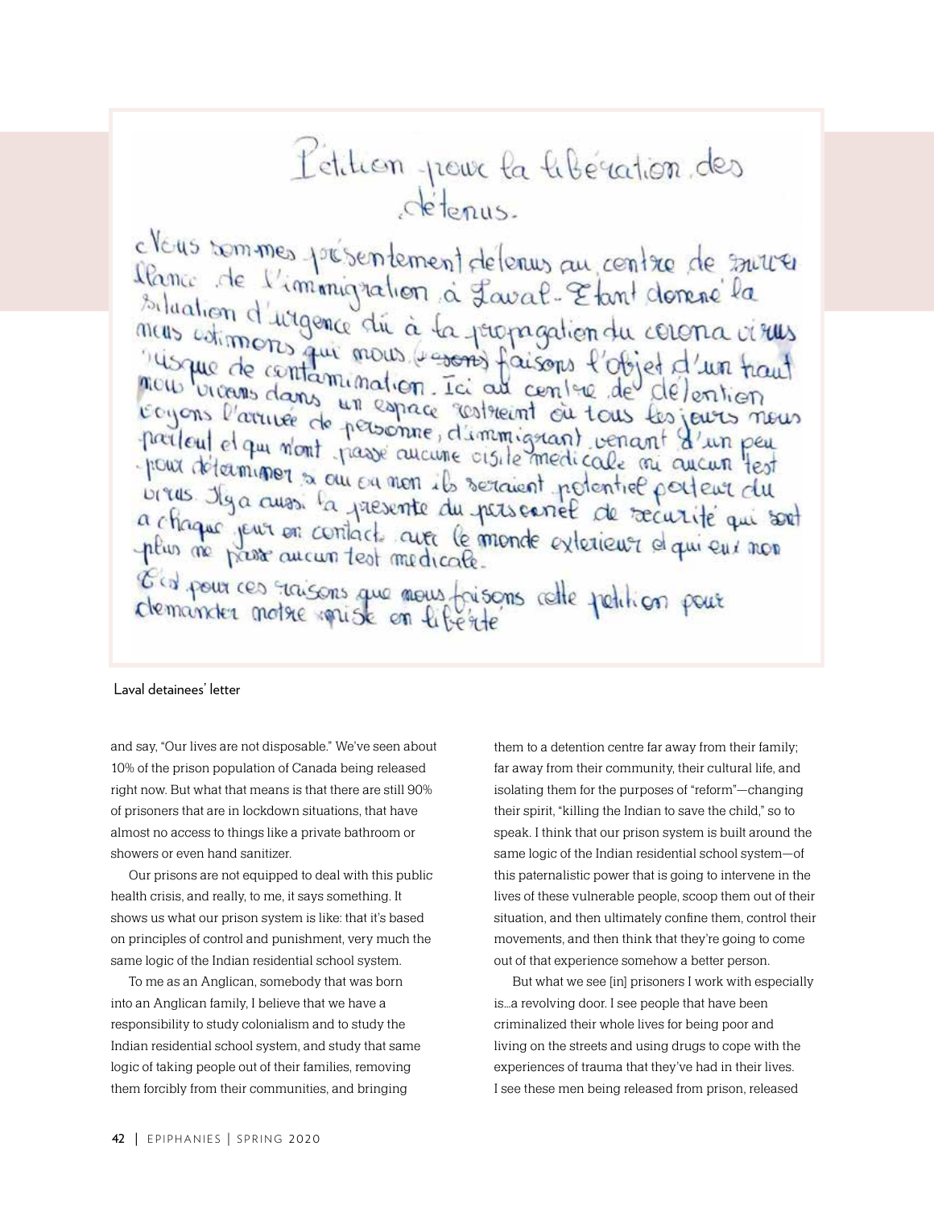Pétition pour la libération des détenus.

Nous sommes présentement détenus au centre de surveillance de l'immigration à Laval. Étant donné la situation d'urgence dû à la propagation du corona virus nous estimons qui nous ~~(sons)~~ faisons l'objet d'un haut risque de contamination. Ici au centre de détention nous vivons dans un espace restreint où tous les jours nous voyons l'arrivée de personne, d'immigrant venant d'un peu partout et qui n'ont passé aucune visite medicale ni aucun test pour déterminer si oui ou non ils seraient potentiel porteur du virus. Il y a aussi la présente du personnel de securité qui sont a chaque jour en contact avec le monde exterieur et qui eux non plus ne passe aucun test medicale.

C'est pour ces raisons que nous faisons cette petition pour demander notre mise en liberté

Laval detainees' letter

and say, "Our lives are not disposable." We've seen about 10% of the prison population of Canada being released right now. But what that means is that there are still 90% of prisoners that are in lockdown situations, that have almost no access to things like a private bathroom or showers or even hand sanitizer.

Our prisons are not equipped to deal with this public health crisis, and really, to me, it says something. It shows us what our prison system is like: that it's based on principles of control and punishment, very much the same logic of the Indian residential school system.

To me as an Anglican, somebody that was born into an Anglican family, I believe that we have a responsibility to study colonialism and to study the Indian residential school system, and study that same logic of taking people out of their families, removing them forcibly from their communities, and bringing them to a detention centre far away from their family; far away from their community, their cultural life, and isolating them for the purposes of "reform"—changing their spirit, "killing the Indian to save the child," so to speak. I think that our prison system is built around the same logic of the Indian residential school system—of this paternalistic power that is going to intervene in the lives of these vulnerable people, scoop them out of their situation, and then ultimately confine them, control their movements, and then think that they're going to come out of that experience somehow a better person.

But what we see [in] prisoners I work with especially is…a revolving door. I see people that have been criminalized their whole lives for being poor and living on the streets and using drugs to cope with the experiences of trauma that they've had in their lives. I see these men being released from prison, released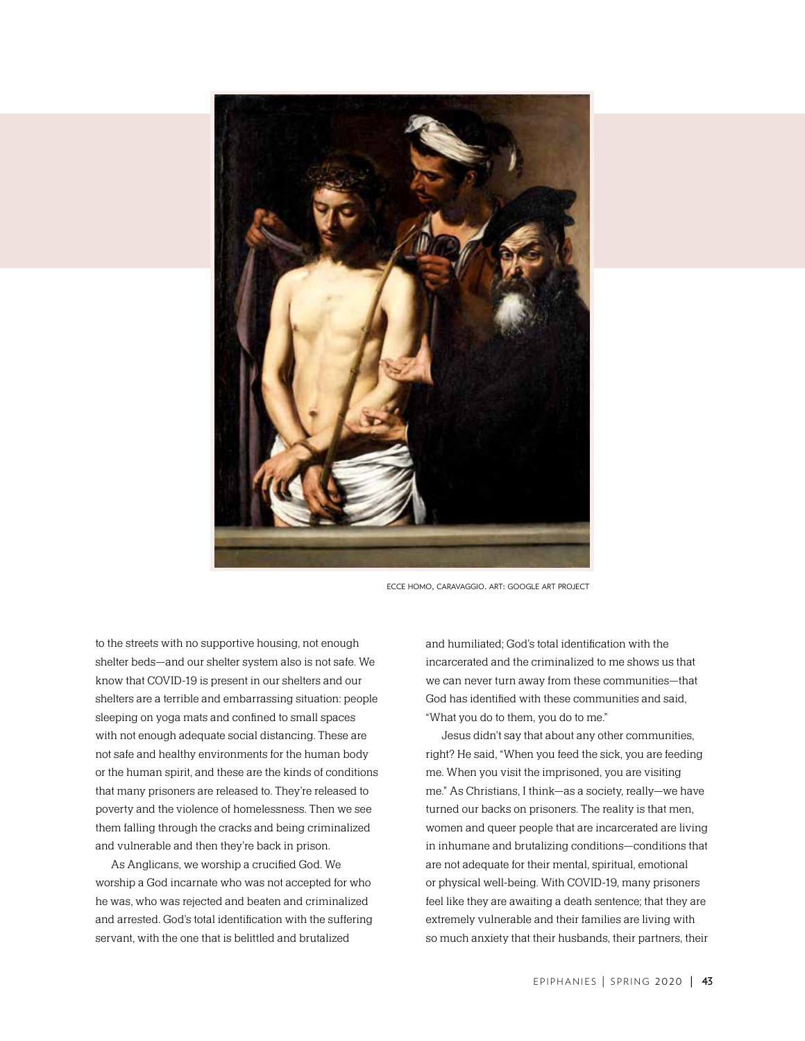ECCE HOMO, CARAVAGGIO. ART: GOOGLE ART PROJECT

to the streets with no supportive housing, not enough shelter beds—and our shelter system also is not safe. We know that COVID-19 is present in our shelters and our shelters are a terrible and embarrassing situation: people sleeping on yoga mats and confined to small spaces with not enough adequate social distancing. These are not safe and healthy environments for the human body or the human spirit, and these are the kinds of conditions that many prisoners are released to. They're released to poverty and the violence of homelessness. Then we see them falling through the cracks and being criminalized and vulnerable and then they're back in prison.

As Anglicans, we worship a crucified God. We worship a God incarnate who was not accepted for who he was, who was rejected and beaten and criminalized and arrested. God's total identification with the suffering servant, with the one that is belittled and brutalized and humiliated; God's total identification with the incarcerated and the criminalized to me shows us that we can never turn away from these communities—that God has identified with these communities and said, "What you do to them, you do to me."

Jesus didn't say that about any other communities, right? He said, "When you feed the sick, you are feeding me. When you visit the imprisoned, you are visiting me." As Christians, I think—as a society, really—we have turned our backs on prisoners. The reality is that men, women and queer people that are incarcerated are living in inhumane and brutalizing conditions—conditions that are not adequate for their mental, spiritual, emotional or physical well-being. With COVID-19, many prisoners feel like they are awaiting a death sentence; that they are extremely vulnerable and their families are living with so much anxiety that their husbands, their partners, their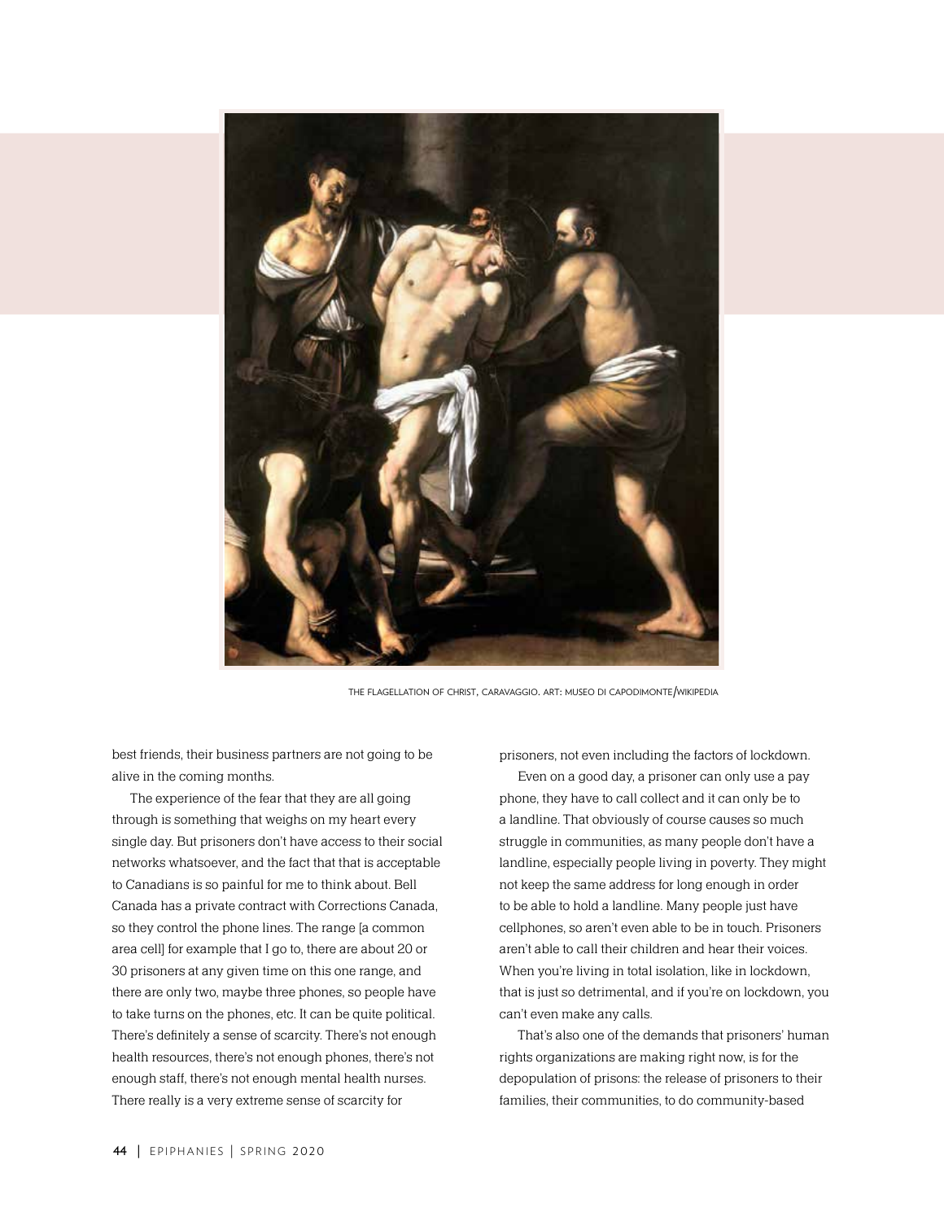THE FLAGELLATION OF CHRIST, CARAVAGGIO. ART: MUSEO DI CAPODIMONTE/WIKIPEDIA

best friends, their business partners are not going to be alive in the coming months.

The experience of the fear that they are all going through is something that weighs on my heart every single day. But prisoners don't have access to their social networks whatsoever, and the fact that that is acceptable to Canadians is so painful for me to think about. Bell Canada has a private contract with Corrections Canada, so they control the phone lines. The range [a common area cell] for example that I go to, there are about 20 or 30 prisoners at any given time on this one range, and there are only two, maybe three phones, so people have to take turns on the phones, etc. It can be quite political. There's definitely a sense of scarcity. There's not enough health resources, there's not enough phones, there's not enough staff, there's not enough mental health nurses. There really is a very extreme sense of scarcity for prisoners, not even including the factors of lockdown.

Even on a good day, a prisoner can only use a pay phone, they have to call collect and it can only be to a landline. That obviously of course causes so much struggle in communities, as many people don't have a landline, especially people living in poverty. They might not keep the same address for long enough in order to be able to hold a landline. Many people just have cellphones, so aren't even able to be in touch. Prisoners aren't able to call their children and hear their voices. When you're living in total isolation, like in lockdown, that is just so detrimental, and if you're on lockdown, you can't even make any calls.

That's also one of the demands that prisoners' human rights organizations are making right now, is for the depopulation of prisons: the release of prisoners to their families, their communities, to do community-based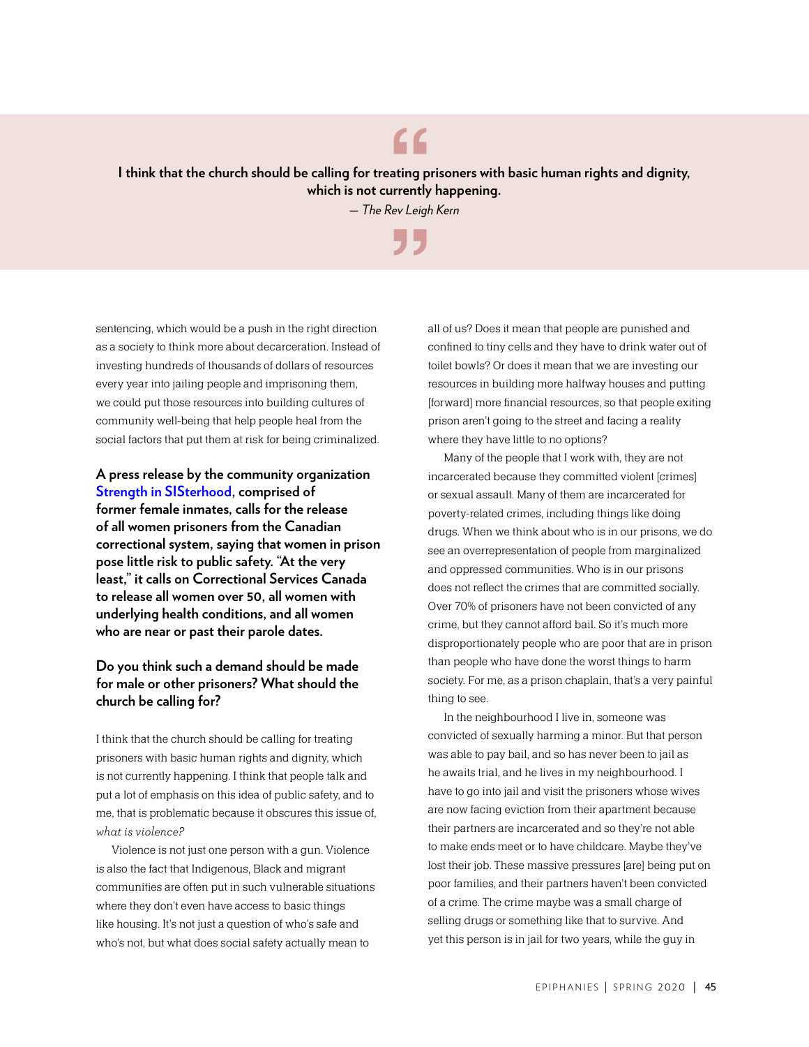> I think that the church should be calling for treating prisoners with basic human rights and dignity, which is not currently happening.
>
> *— The Rev Leigh Kern*

sentencing, which would be a push in the right direction as a society to think more about decarceration. Instead of investing hundreds of thousands of dollars of resources every year into jailing people and imprisoning them, we could put those resources into building cultures of community well-being that help people heal from the social factors that put them at risk for being criminalized.

**A press release by the community organization Strength in SISterhood, comprised of former female inmates, calls for the release of all women prisoners from the Canadian correctional system, saying that women in prison pose little risk to public safety. "At the very least," it calls on Correctional Services Canada to release all women over 50, all women with underlying health conditions, and all women who are near or past their parole dates.**

**Do you think such a demand should be made for male or other prisoners? What should the church be calling for?**

I think that the church should be calling for treating prisoners with basic human rights and dignity, which is not currently happening. I think that people talk and put a lot of emphasis on this idea of public safety, and to me, that is problematic because it obscures this issue of, *what is violence?*

Violence is not just one person with a gun. Violence is also the fact that Indigenous, Black and migrant communities are often put in such vulnerable situations where they don't even have access to basic things like housing. It's not just a question of who's safe and who's not, but what does social safety actually mean to all of us? Does it mean that people are punished and confined to tiny cells and they have to drink water out of toilet bowls? Or does it mean that we are investing our resources in building more halfway houses and putting [forward] more financial resources, so that people exiting prison aren't going to the street and facing a reality where they have little to no options?

Many of the people that I work with, they are not incarcerated because they committed violent [crimes] or sexual assault. Many of them are incarcerated for poverty-related crimes, including things like doing drugs. When we think about who is in our prisons, we do see an overrepresentation of people from marginalized and oppressed communities. Who is in our prisons does not reflect the crimes that are committed socially. Over 70% of prisoners have not been convicted of any crime, but they cannot afford bail. So it's much more disproportionately people who are poor that are in prison than people who have done the worst things to harm society. For me, as a prison chaplain, that's a very painful thing to see.

In the neighbourhood I live in, someone was convicted of sexually harming a minor. But that person was able to pay bail, and so has never been to jail as he awaits trial, and he lives in my neighbourhood. I have to go into jail and visit the prisoners whose wives are now facing eviction from their apartment because their partners are incarcerated and so they're not able to make ends meet or to have childcare. Maybe they've lost their job. These massive pressures [are] being put on poor families, and their partners haven't been convicted of a crime. The crime maybe was a small charge of selling drugs or something like that to survive. And yet this person is in jail for two years, while the guy in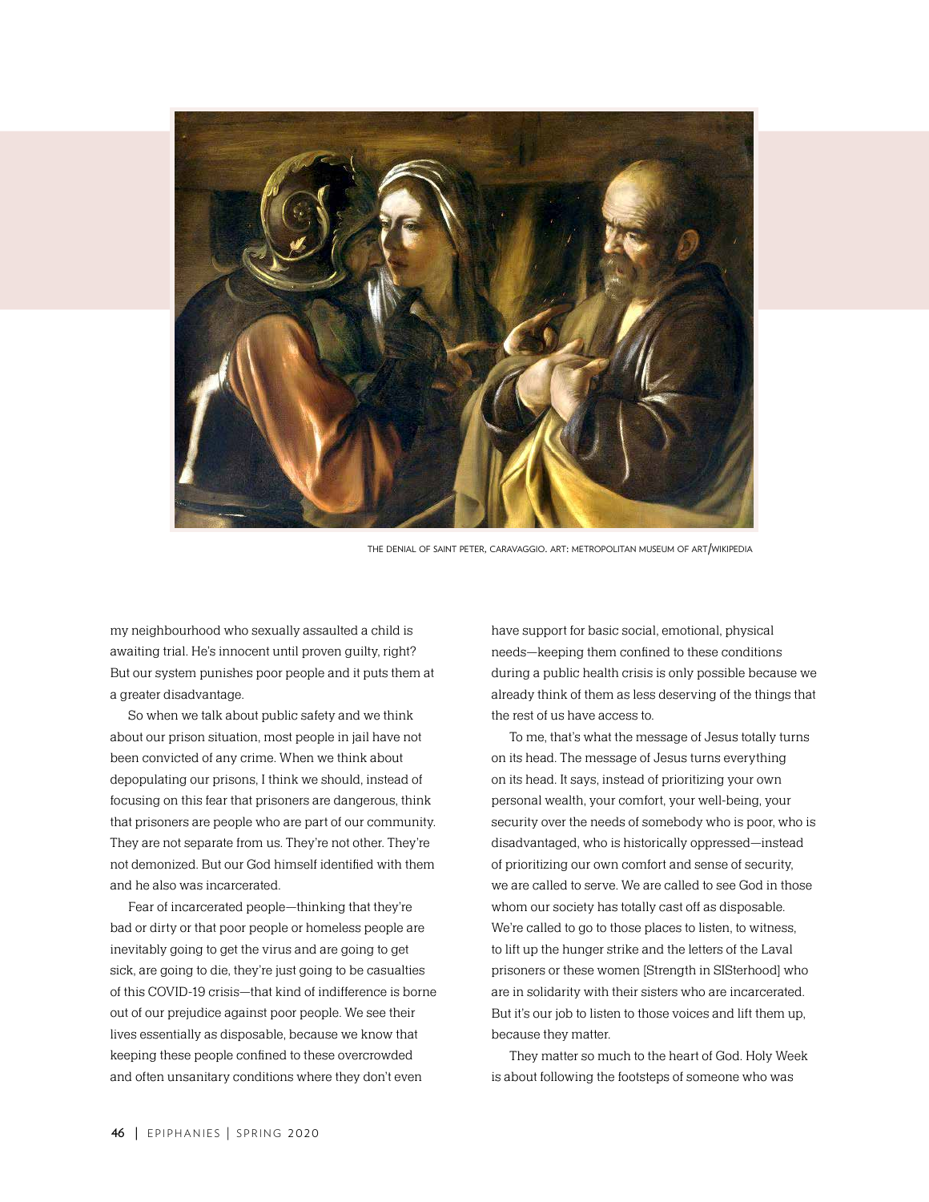THE DENIAL OF SAINT PETER, CARAVAGGIO. ART: METROPOLITAN MUSEUM OF ART/WIKIPEDIA

my neighbourhood who sexually assaulted a child is awaiting trial. He's innocent until proven guilty, right? But our system punishes poor people and it puts them at a greater disadvantage.

So when we talk about public safety and we think about our prison situation, most people in jail have not been convicted of any crime. When we think about depopulating our prisons, I think we should, instead of focusing on this fear that prisoners are dangerous, think that prisoners are people who are part of our community. They are not separate from us. They're not other. They're not demonized. But our God himself identified with them and he also was incarcerated.

Fear of incarcerated people—thinking that they're bad or dirty or that poor people or homeless people are inevitably going to get the virus and are going to get sick, are going to die, they're just going to be casualties of this COVID-19 crisis—that kind of indifference is borne out of our prejudice against poor people. We see their lives essentially as disposable, because we know that keeping these people confined to these overcrowded and often unsanitary conditions where they don't even have support for basic social, emotional, physical needs—keeping them confined to these conditions during a public health crisis is only possible because we already think of them as less deserving of the things that the rest of us have access to.

To me, that's what the message of Jesus totally turns on its head. The message of Jesus turns everything on its head. It says, instead of prioritizing your own personal wealth, your comfort, your well-being, your security over the needs of somebody who is poor, who is disadvantaged, who is historically oppressed—instead of prioritizing our own comfort and sense of security, we are called to serve. We are called to see God in those whom our society has totally cast off as disposable. We're called to go to those places to listen, to witness, to lift up the hunger strike and the letters of the Laval prisoners or these women [Strength in SISterhood] who are in solidarity with their sisters who are incarcerated. But it's our job to listen to those voices and lift them up, because they matter.

They matter so much to the heart of God. Holy Week is about following the footsteps of someone who was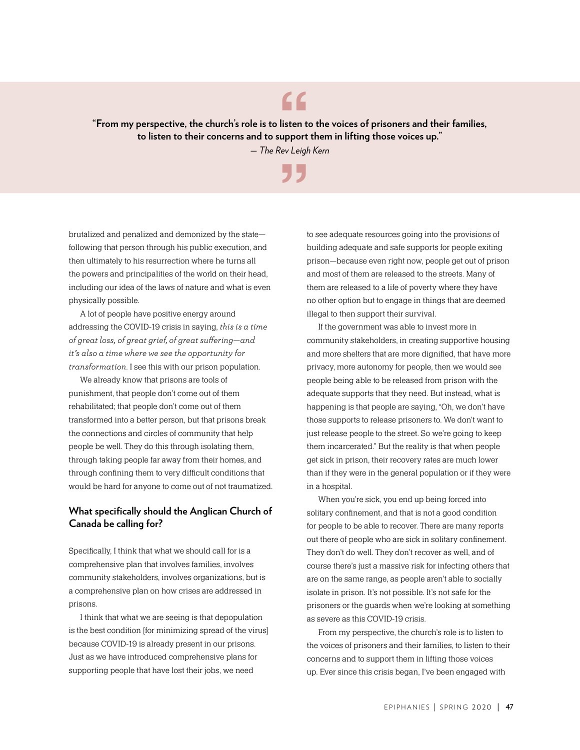> **"From my perspective, the church's role is to listen to the voices of prisoners and their families, to listen to their concerns and to support them in lifting those voices up."**
>
> *— The Rev Leigh Kern*

brutalized and penalized and demonized by the state—following that person through his public execution, and then ultimately to his resurrection where he turns all the powers and principalities of the world on their head, including our idea of the laws of nature and what is even physically possible.

A lot of people have positive energy around addressing the COVID-19 crisis in saying, *this is a time of great loss, of great grief, of great suffering—and it's also a time where we see the opportunity for transformation*. I see this with our prison population.

We already know that prisons are tools of punishment, that people don't come out of them rehabilitated; that people don't come out of them transformed into a better person, but that prisons break the connections and circles of community that help people be well. They do this through isolating them, through taking people far away from their homes, and through confining them to very difficult conditions that would be hard for anyone to come out of not traumatized.

### What specifically should the Anglican Church of Canada be calling for?

Specifically, I think that what we should call for is a comprehensive plan that involves families, involves community stakeholders, involves organizations, but is a comprehensive plan on how crises are addressed in prisons.

I think that what we are seeing is that depopulation is the best condition [for minimizing spread of the virus] because COVID-19 is already present in our prisons. Just as we have introduced comprehensive plans for supporting people that have lost their jobs, we need to see adequate resources going into the provisions of building adequate and safe supports for people exiting prison—because even right now, people get out of prison and most of them are released to the streets. Many of them are released to a life of poverty where they have no other option but to engage in things that are deemed illegal to then support their survival.

If the government was able to invest more in community stakeholders, in creating supportive housing and more shelters that are more dignified, that have more privacy, more autonomy for people, then we would see people being able to be released from prison with the adequate supports that they need. But instead, what is happening is that people are saying, "Oh, we don't have those supports to release prisoners to. We don't want to just release people to the street. So we're going to keep them incarcerated." But the reality is that when people get sick in prison, their recovery rates are much lower than if they were in the general population or if they were in a hospital.

When you're sick, you end up being forced into solitary confinement, and that is not a good condition for people to be able to recover. There are many reports out there of people who are sick in solitary confinement. They don't do well. They don't recover as well, and of course there's just a massive risk for infecting others that are on the same range, as people aren't able to socially isolate in prison. It's not possible. It's not safe for the prisoners or the guards when we're looking at something as severe as this COVID-19 crisis.

From my perspective, the church's role is to listen to the voices of prisoners and their families, to listen to their concerns and to support them in lifting those voices up. Ever since this crisis began, I've been engaged with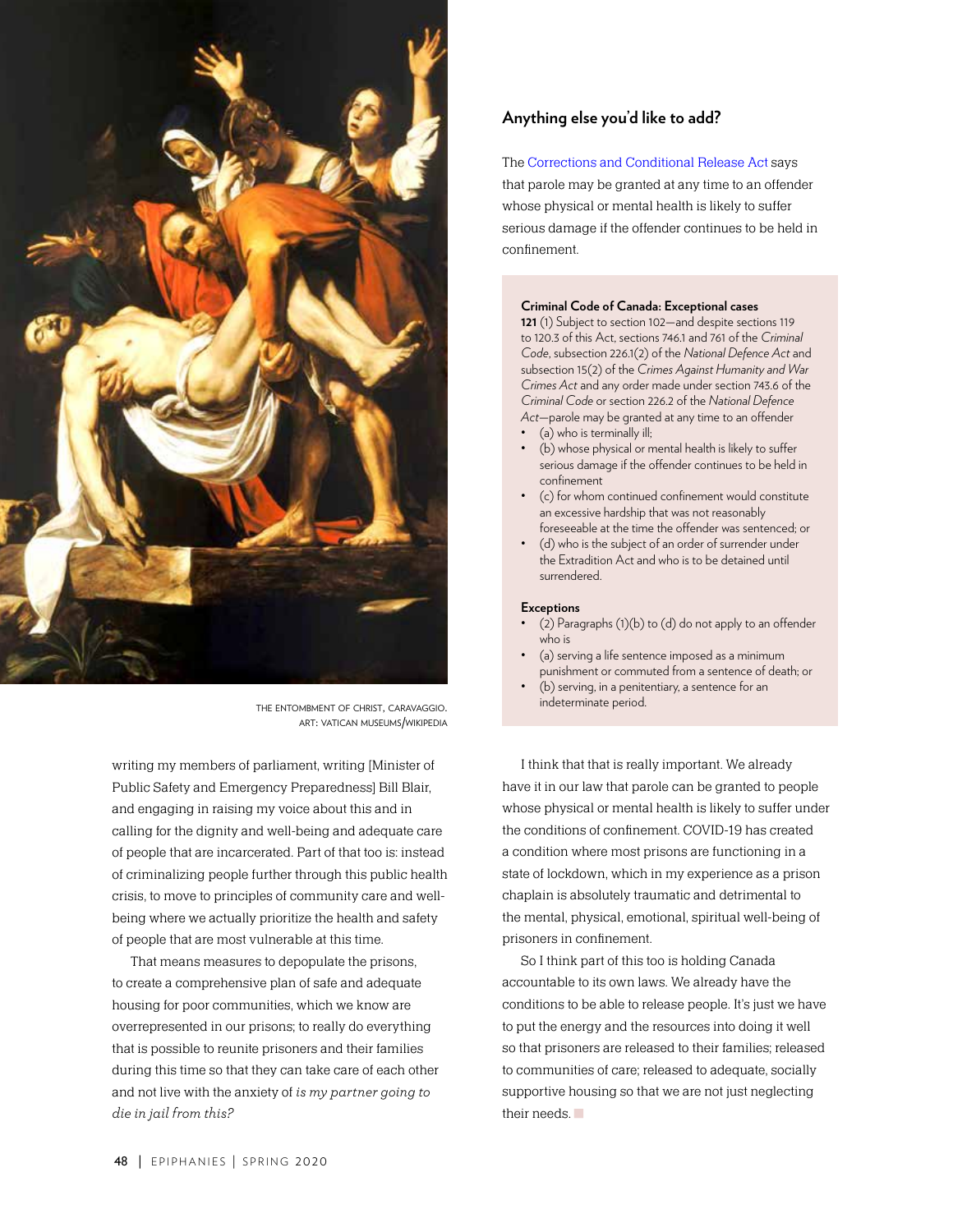THE ENTOMBMENT OF CHRIST, CARAVAGGIO.
ART: VATICAN MUSEUMS/WIKIPEDIA

writing my members of parliament, writing [Minister of Public Safety and Emergency Preparedness] Bill Blair, and engaging in raising my voice about this and in calling for the dignity and well-being and adequate care of people that are incarcerated. Part of that too is: instead of criminalizing people further through this public health crisis, to move to principles of community care and well-being where we actually prioritize the health and safety of people that are most vulnerable at this time.

That means measures to depopulate the prisons, to create a comprehensive plan of safe and adequate housing for poor communities, which we know are overrepresented in our prisons; to really do everything that is possible to reunite prisoners and their families during this time so that they can take care of each other and not live with the anxiety of *is my partner going to die in jail from this?*

## Anything else you'd like to add?

The Corrections and Conditional Release Act says that parole may be granted at any time to an offender whose physical or mental health is likely to suffer serious damage if the offender continues to be held in confinement.

**Criminal Code of Canada: Exceptional cases**

**121** (1) Subject to section 102—and despite sections 119 to 120.3 of this Act, sections 746.1 and 761 of the *Criminal Code*, subsection 226.1(2) of the *National Defence Act* and subsection 15(2) of the *Crimes Against Humanity and War Crimes Act* and any order made under section 743.6 of the *Criminal Code* or section 226.2 of the *National Defence Act*—parole may be granted at any time to an offender

- (a) who is terminally ill;
- (b) whose physical or mental health is likely to suffer serious damage if the offender continues to be held in confinement
- (c) for whom continued confinement would constitute an excessive hardship that was not reasonably foreseeable at the time the offender was sentenced; or
- (d) who is the subject of an order of surrender under the Extradition Act and who is to be detained until surrendered.

**Exceptions**

- (2) Paragraphs (1)(b) to (d) do not apply to an offender who is
- (a) serving a life sentence imposed as a minimum punishment or commuted from a sentence of death; or
- (b) serving, in a penitentiary, a sentence for an indeterminate period.

I think that that is really important. We already have it in our law that parole can be granted to people whose physical or mental health is likely to suffer under the conditions of confinement. COVID-19 has created a condition where most prisons are functioning in a state of lockdown, which in my experience as a prison chaplain is absolutely traumatic and detrimental to the mental, physical, emotional, spiritual well-being of prisoners in confinement.

So I think part of this too is holding Canada accountable to its own laws. We already have the conditions to be able to release people. It's just we have to put the energy and the resources into doing it well so that prisoners are released to their families; released to communities of care; released to adequate, socially supportive housing so that we are not just neglecting their needs.